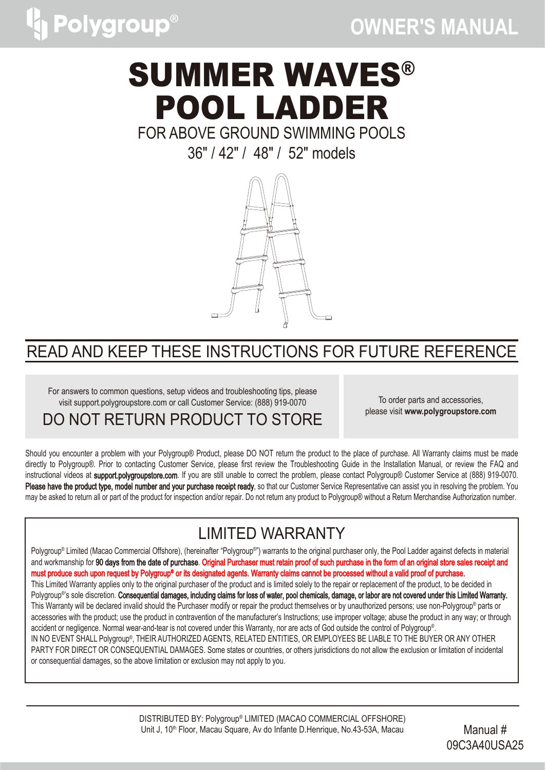Polygroup®

OWNER'S MANUAL

# SUMMER WAVES® POOL LADDER

FOR ABOVE GROUND SWIMMING POOLS

36" / 42" / 48" / 52" models

## READ AND KEEP THESE INSTRUCTIONS FOR FUTURE REFERENCE

For answers to common questions, setup videos and troubleshooting tips, please visit support.polygroupstore.com or call Customer Service: (888) 919-0070

DO NOT RETURN PRODUCT TO STORE

To order parts and accessories, please visit **www.polygroupstore.com**

Should you encounter a problem with your Polygroup® Product, please DO NOT return the product to the place of purchase. All Warranty claims must be made directly to Polygroup®. Prior to contacting Customer Service, please first review the Troubleshooting Guide in the Installation Manual, or review the FAQ and instructional videos at **support.polygroupstore.com**. If you are still unable to correct the problem, please contact Polygroup® Customer Service at (888) 919-0070. **Please have the product type, model number and your purchase receipt ready**, so that our Customer Service Representative can assist you in resolving the problem. You may be asked to return all or part of the product for inspection and/or repair. Do not return any product to Polygroup® without a Return Merchandise Authorization number.

## LIMITED WARRANTY

Polygroup® Limited (Macao Commercial Offshore), (hereinafter "Polygroup®") warrants to the original purchaser only, the Pool Ladder against defects in material and workmanship for **90 days from the date of purchase**. **Original Purchaser must retain proof of such purchase in the form of an original store sales receipt and must produce such upon request by Polygroup® or its designated agents. Warranty claims cannot be processed without a valid proof of purchase.**

This Limited Warranty applies only to the original purchaser of the product and is limited solely to the repair or replacement of the product, to be decided in Polygroup®'s sole discretion. **Consequential damages, including claims for loss of water, pool chemicals, damage, or labor are not covered under this Limited Warranty.** This Warranty will be declared invalid should the Purchaser modify or repair the product themselves or by unauthorized persons; use non-Polygroup® parts or accessories with the product; use the product in contravention of the manufacturer's Instructions; use improper voltage; abuse the product in any way; or through accident or negligence. Normal wear-and-tear is not covered under this Warranty, nor are acts of God outside the control of Polygroup®.

IN NO EVENT SHALL Polygroup®, THEIR AUTHORIZED AGENTS, RELATED ENTITIES, OR EMPLOYEES BE LIABLE TO THE BUYER OR ANY OTHER PARTY FOR DIRECT OR CONSEQUENTIAL DAMAGES. Some states or countries, or others jurisdictions do not allow the exclusion or limitation of incidental or consequential damages, so the above limitation or exclusion may not apply to you.

DISTRIBUTED BY: Polygroup® LIMITED (MACAO COMMERCIAL OFFSHORE)
Unit J, 10th Floor, Macau Square, Av do Infante D.Henrique, No.43-53A, Macau

Manual # 09C3A40USA25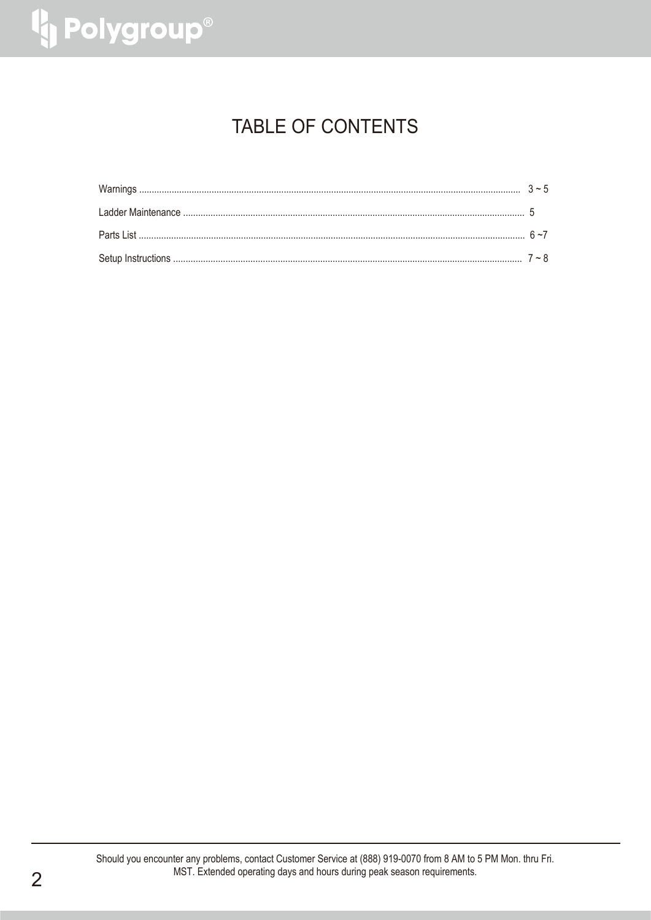# TABLE OF CONTENTS

| Section | Page |
| --- | --- |
| Warnings | 3 ~ 5 |
| Ladder Maintenance | 5 |
| Parts List | 6 ~7 |
| Setup Instructions | 7 ~ 8 |

Should you encounter any problems, contact Customer Service at (888) 919-0070 from 8 AM to 5 PM Mon. thru Fri. MST. Extended operating days and hours during peak season requirements.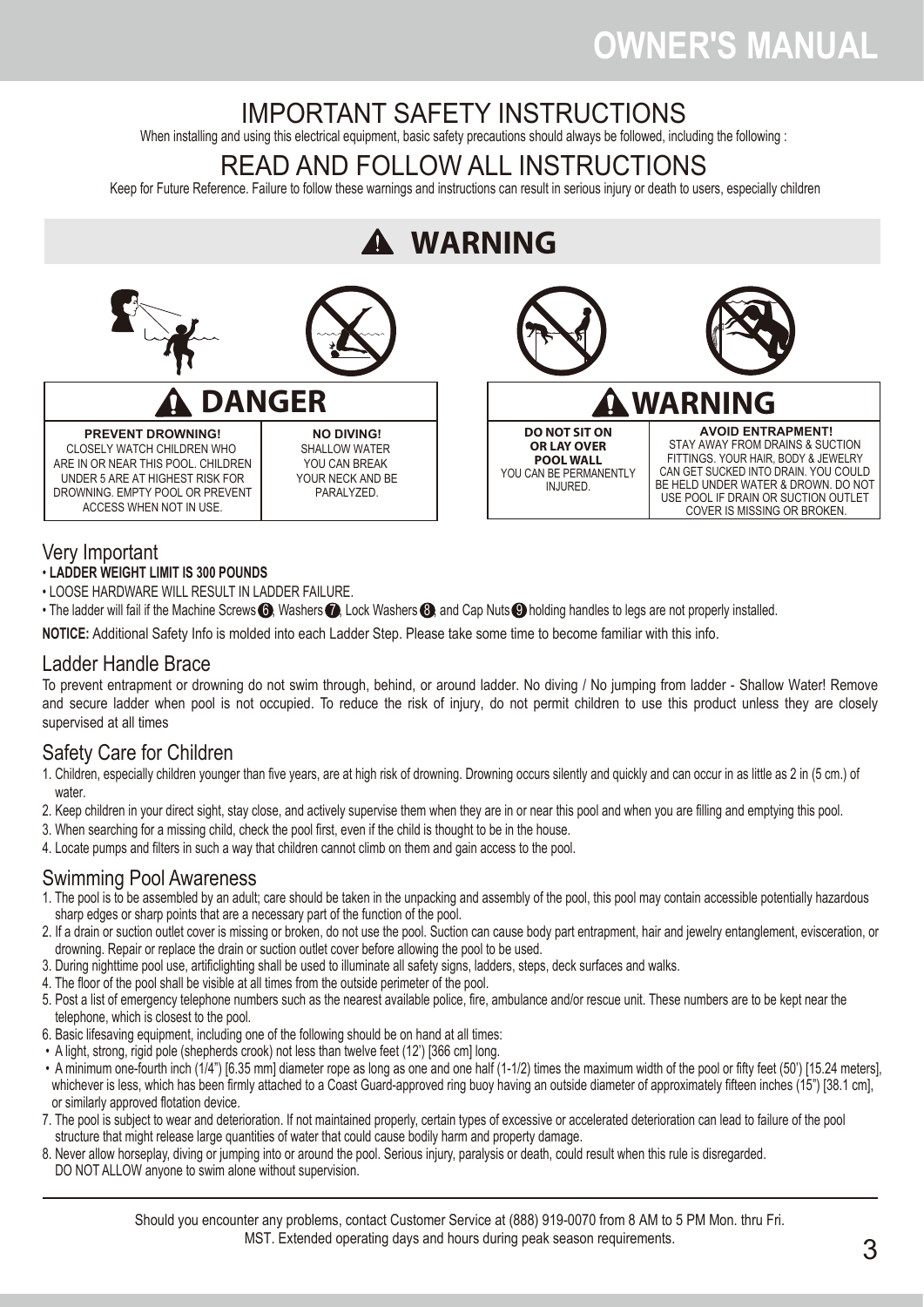# IMPORTANT SAFETY INSTRUCTIONS

When installing and using this electrical equipment, basic safety precautions should always be followed, including the following :

# READ AND FOLLOW ALL INSTRUCTIONS

Keep for Future Reference. Failure to follow these warnings and instructions can result in serious injury or death to users, especially children

## ⚠ WARNING

### ⚠ DANGER

| PREVENT DROWNING! | NO DIVING! |
| --- | --- |
| CLOSELY WATCH CHILDREN WHO ARE IN OR NEAR THIS POOL. CHILDREN UNDER 5 ARE AT HIGHEST RISK FOR DROWNING. EMPTY POOL OR PREVENT ACCESS WHEN NOT IN USE. | SHALLOW WATER YOU CAN BREAK YOUR NECK AND BE PARALYZED. |

### ⚠ WARNING

| DO NOT SIT ON OR LAY OVER POOL WALL | AVOID ENTRAPMENT! |
| --- | --- |
| YOU CAN BE PERMANENTLY INJURED. | STAY AWAY FROM DRAINS & SUCTION FITTINGS. YOUR HAIR, BODY & JEWELRY CAN GET SUCKED INTO DRAIN. YOU COULD BE HELD UNDER WATER & DROWN. DO NOT USE POOL IF DRAIN OR SUCTION OUTLET COVER IS MISSING OR BROKEN. |

## Very Important

- **LADDER WEIGHT LIMIT IS 300 POUNDS**
- LOOSE HARDWARE WILL RESULT IN LADDER FAILURE.
- The ladder will fail if the Machine Screws 6, Washers 7, Lock Washers 8, and Cap Nuts 9 holding handles to legs are not properly installed.

**NOTICE:** Additional Safety Info is molded into each Ladder Step. Please take some time to become familiar with this info.

## Ladder Handle Brace

To prevent entrapment or drowning do not swim through, behind, or around ladder. No diving / No jumping from ladder - Shallow Water! Remove and secure ladder when pool is not occupied. To reduce the risk of injury, do not permit children to use this product unless they are closely supervised at all times

## Safety Care for Children

1. Children, especially children younger than five years, are at high risk of drowning. Drowning occurs silently and quickly and can occur in as little as 2 in (5 cm.) of water.
2. Keep children in your direct sight, stay close, and actively supervise them when they are in or near this pool and when you are filling and emptying this pool.
3. When searching for a missing child, check the pool first, even if the child is thought to be in the house.
4. Locate pumps and filters in such a way that children cannot climb on them and gain access to the pool.

## Swimming Pool Awareness

1. The pool is to be assembled by an adult; care should be taken in the unpacking and assembly of the pool, this pool may contain accessible potentially hazardous sharp edges or sharp points that are a necessary part of the function of the pool.
2. If a drain or suction outlet cover is missing or broken, do not use the pool. Suction can cause body part entrapment, hair and jewelry entanglement, evisceration, or drowning. Repair or replace the drain or suction outlet cover before allowing the pool to be used.
3. During nighttime pool use, artificlighting shall be used to illuminate all safety signs, ladders, steps, deck surfaces and walks.
4. The floor of the pool shall be visible at all times from the outside perimeter of the pool.
5. Post a list of emergency telephone numbers such as the nearest available police, fire, ambulance and/or rescue unit. These numbers are to be kept near the telephone, which is closest to the pool.
6. Basic lifesaving equipment, including one of the following should be on hand at all times:
   - A light, strong, rigid pole (shepherds crook) not less than twelve feet (12') [366 cm] long.
   - A minimum one-fourth inch (1/4") [6.35 mm] diameter rope as long as one and one half (1-1/2) times the maximum width of the pool or fifty feet (50') [15.24 meters], whichever is less, which has been firmly attached to a Coast Guard-approved ring buoy having an outside diameter of approximately fifteen inches (15") [38.1 cm], or similarly approved flotation device.
7. The pool is subject to wear and deterioration. If not maintained properly, certain types of excessive or accelerated deterioration can lead to failure of the pool structure that might release large quantities of water that could cause bodily harm and property damage.
8. Never allow horseplay, diving or jumping into or around the pool. Serious injury, paralysis or death, could result when this rule is disregarded. DO NOT ALLOW anyone to swim alone without supervision.

Should you encounter any problems, contact Customer Service at (888) 919-0070 from 8 AM to 5 PM Mon. thru Fri. MST. Extended operating days and hours during peak season requirements.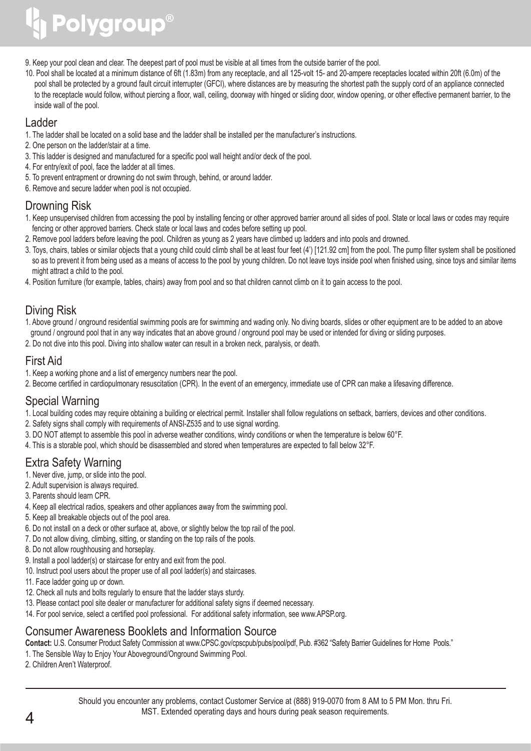9. Keep your pool clean and clear. The deepest part of pool must be visible at all times from the outside barrier of the pool.
10. Pool shall be located at a minimum distance of 6ft (1.83m) from any receptacle, and all 125-volt 15- and 20-ampere receptacles located within 20ft (6.0m) of the pool shall be protected by a ground fault circuit interrupter (GFCI), where distances are by measuring the shortest path the supply cord of an appliance connected to the receptacle would follow, without piercing a floor, wall, ceiling, doorway with hinged or sliding door, window opening, or other effective permanent barrier, to the inside wall of the pool.

## Ladder

1. The ladder shall be located on a solid base and the ladder shall be installed per the manufacturer's instructions.
2. One person on the ladder/stair at a time.
3. This ladder is designed and manufactured for a specific pool wall height and/or deck of the pool.
4. For entry/exit of pool, face the ladder at all times.
5. To prevent entrapment or drowning do not swim through, behind, or around ladder.
6. Remove and secure ladder when pool is not occupied.

## Drowning Risk

1. Keep unsupervised children from accessing the pool by installing fencing or other approved barrier around all sides of pool. State or local laws or codes may require fencing or other approved barriers. Check state or local laws and codes before setting up pool.
2. Remove pool ladders before leaving the pool. Children as young as 2 years have climbed up ladders and into pools and drowned.
3. Toys, chairs, tables or similar objects that a young child could climb shall be at least four feet (4') [121.92 cm] from the pool. The pump filter system shall be positioned so as to prevent it from being used as a means of access to the pool by young children. Do not leave toys inside pool when finished using, since toys and similar items might attract a child to the pool.
4. Position furniture (for example, tables, chairs) away from pool and so that children cannot climb on it to gain access to the pool.

## Diving Risk

1. Above ground / onground residential swimming pools are for swimming and wading only. No diving boards, slides or other equipment are to be added to an above ground / onground pool that in any way indicates that an above ground / onground pool may be used or intended for diving or sliding purposes.
2. Do not dive into this pool. Diving into shallow water can result in a broken neck, paralysis, or death.

## First Aid

1. Keep a working phone and a list of emergency numbers near the pool.
2. Become certified in cardiopulmonary resuscitation (CPR). In the event of an emergency, immediate use of CPR can make a lifesaving difference.

## Special Warning

1. Local building codes may require obtaining a building or electrical permit. Installer shall follow regulations on setback, barriers, devices and other conditions.
2. Safety signs shall comply with requirements of ANSI-Z535 and to use signal wording.
3. DO NOT attempt to assemble this pool in adverse weather conditions, windy conditions or when the temperature is below 60°F.
4. This is a storable pool, which should be disassembled and stored when temperatures are expected to fall below 32°F.

## Extra Safety Warning

1. Never dive, jump, or slide into the pool.
2. Adult supervision is always required.
3. Parents should learn CPR.
4. Keep all electrical radios, speakers and other appliances away from the swimming pool.
5. Keep all breakable objects out of the pool area.
6. Do not install on a deck or other surface at, above, or slightly below the top rail of the pool.
7. Do not allow diving, climbing, sitting, or standing on the top rails of the pools.
8. Do not allow roughhousing and horseplay.
9. Install a pool ladder(s) or staircase for entry and exit from the pool.
10. Instruct pool users about the proper use of all pool ladder(s) and staircases.
11. Face ladder going up or down.
12. Check all nuts and bolts regularly to ensure that the ladder stays sturdy.
13. Please contact pool site dealer or manufacturer for additional safety signs if deemed necessary.
14. For pool service, select a certified pool professional. For additional safety information, see www.APSP.org.

## Consumer Awareness Booklets and Information Source

**Contact:** U.S. Consumer Product Safety Commission at www.CPSC.gov/cpscpub/pubs/pool/pdf, Pub. #362 "Safety Barrier Guidelines for Home Pools."

1. The Sensible Way to Enjoy Your Aboveground/Onground Swimming Pool.
2. Children Aren't Waterproof.

Should you encounter any problems, contact Customer Service at (888) 919-0070 from 8 AM to 5 PM Mon. thru Fri. MST. Extended operating days and hours during peak season requirements.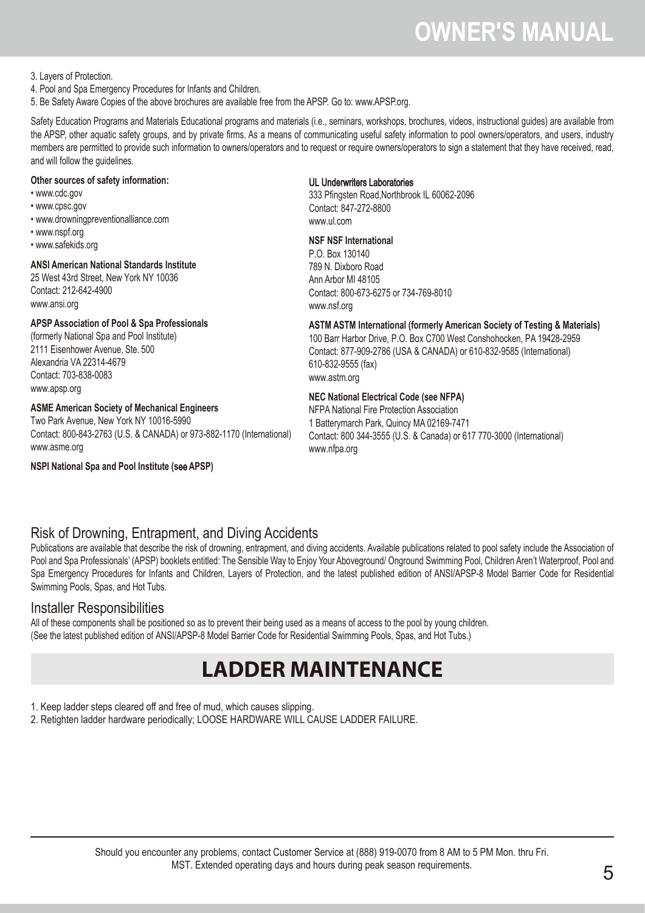3. Layers of Protection.
4. Pool and Spa Emergency Procedures for Infants and Children.
5. Be Safety Aware Copies of the above brochures are available free from the APSP. Go to: www.APSP.org.

Safety Education Programs and Materials Educational programs and materials (i.e., seminars, workshops, brochures, videos, instructional guides) are available from the APSP, other aquatic safety groups, and by private firms. As a means of communicating useful safety information to pool owners/operators, and users, industry members are permitted to provide such information to owners/operators and to request or require owners/operators to sign a statement that they have received, read, and will follow the guidelines.

**Other sources of safety information:**

- www.cdc.gov
- www.cpsc.gov
- www.drowningpreventionalliance.com
- www.nspf.org
- www.safekids.org

**ANSI American National Standards Institute**
25 West 43rd Street, New York NY 10036
Contact: 212-642-4900
www.ansi.org

**APSP Association of Pool & Spa Professionals**
(formerly National Spa and Pool Institute)
2111 Eisenhower Avenue, Ste. 500
Alexandria VA 22314-4679
Contact: 703-838-0083
www.apsp.org

**ASME American Society of Mechanical Engineers**
Two Park Avenue, New York NY 10016-5990
Contact: 800-843-2763 (U.S. & CANADA) or 973-882-1170 (International)
www.asme.org

**NSPI National Spa and Pool Institute (see APSP)**

**UL Underwriters Laboratories**
333 Pfingsten Road,Northbrook IL 60062-2096
Contact: 847-272-8800
www.ul.com

**NSF NSF International**
P.O. Box 130140
789 N. Dixboro Road
Ann Arbor MI 48105
Contact: 800-673-6275 or 734-769-8010
www.nsf.org

**ASTM ASTM International (formerly American Society of Testing & Materials)**
100 Barr Harbor Drive, P.O. Box C700 West Conshohocken, PA 19428-2959
Contact: 877-909-2786 (USA & CANADA) or 610-832-9585 (International)
610-832-9555 (fax)
www.astm.org

**NEC National Electrical Code (see NFPA)**
NFPA National Fire Protection Association
1 Batterymarch Park, Quincy MA 02169-7471
Contact: 800 344-3555 (U.S. & Canada) or 617 770-3000 (International)
www.nfpa.org

## Risk of Drowning, Entrapment, and Diving Accidents

Publications are available that describe the risk of drowning, entrapment, and diving accidents. Available publications related to pool safety include the Association of Pool and Spa Professionals' (APSP) booklets entitled: The Sensible Way to Enjoy Your Aboveground/ Onground Swimming Pool, Children Aren't Waterproof, Pool and Spa Emergency Procedures for Infants and Children, Layers of Protection, and the latest published edition of ANSI/APSP-8 Model Barrier Code for Residential Swimming Pools, Spas, and Hot Tubs.

## Installer Responsibilities

All of these components shall be positioned so as to prevent their being used as a means of access to the pool by young children.
(See the latest published edition of ANSI/APSP-8 Model Barrier Code for Residential Swimming Pools, Spas, and Hot Tubs.)

# LADDER MAINTENANCE

1. Keep ladder steps cleared off and free of mud, which causes slipping.
2. Retighten ladder hardware periodically; LOOSE HARDWARE WILL CAUSE LADDER FAILURE.

Should you encounter any problems, contact Customer Service at (888) 919-0070 from 8 AM to 5 PM Mon. thru Fri. MST. Extended operating days and hours during peak season requirements.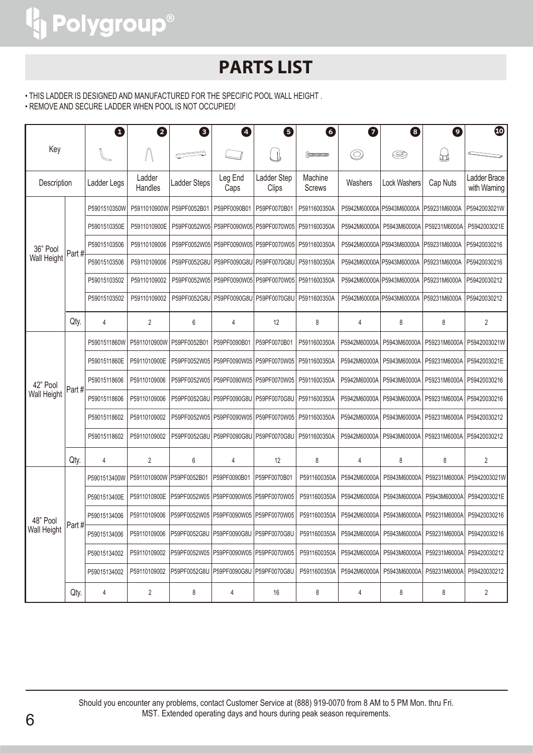# PARTS LIST

- THIS LADDER IS DESIGNED AND MANUFACTURED FOR THE SPECIFIC POOL WALL HEIGHT .
- REMOVE AND SECURE LADDER WHEN POOL IS NOT OCCUPIED!

| Key | | 1 | 2 | 3 | 4 | 5 | 6 | 7 | 8 | 9 | 10 |
|---|---|---|---|---|---|---|---|---|---|---|---|
| Description | | Ladder Legs | Ladder Handles | Ladder Steps | Leg End Caps | Ladder Step Clips | Machine Screws | Washers | Lock Washers | Cap Nuts | Ladder Brace with Warning |
| 36" Pool Wall Height | Part # | P5901510350W | P5911010900W | P59PF0052B01 | P59PF0090B01 | P59PF0070B01 | P5911600350A | P5942M60000A | P5943M60000A | P59231M6000A | P5942003021W |
| | | P5901510350E | P5911010900E | P59PF0052W05 | P59PF0090W05 | P59PF0070W05 | P5911600350A | P5942M60000A | P5943M60000A | P59231M6000A | P5942003021E |
| | | P59015103506 | P59110109006 | P59PF0052W05 | P59PF0090W05 | P59PF0070W05 | P5911600350A | P5942M60000A | P5943M60000A | P59231M6000A | P59420030216 |
| | | P59015103506 | P59110109006 | P59PF0052G8U | P59PF0090G8U | P59PF0070G8U | P5911600350A | P5942M60000A | P5943M60000A | P59231M6000A | P59420030216 |
| | | P59015103502 | P59110109002 | P59PF0052W05 | P59PF0090W05 | P59PF0070W05 | P5911600350A | P5942M60000A | P5943M60000A | P59231M6000A | P59420030212 |
| | | P59015103502 | P59110109002 | P59PF0052G8U | P59PF0090G8U | P59PF0070G8U | P5911600350A | P5942M60000A | P5943M60000A | P59231M6000A | P59420030212 |
| | Qty. | 4 | 2 | 6 | 4 | 12 | 8 | 4 | 8 | 8 | 2 |
| 42" Pool Wall Height | Part # | P5901511860W | P5911010900W | P59PF0052B01 | P59PF0090B01 | P59PF0070B01 | P5911600350A | P5942M60000A | P5943M60000A | P59231M6000A | P5942003021W |
| | | P5901511860E | P5911010900E | P59PF0052W05 | P59PF0090W05 | P59PF0070W05 | P5911600350A | P5942M60000A | P5943M60000A | P59231M6000A | P5942003021E |
| | | P59015118606 | P59110109006 | P59PF0052W05 | P59PF0090W05 | P59PF0070W05 | P5911600350A | P5942M60000A | P5943M60000A | P59231M6000A | P59420030216 |
| | | P59015118606 | P59110109006 | P59PF0052G8U | P59PF0090G8U | P59PF0070G8U | P5911600350A | P5942M60000A | P5943M60000A | P59231M6000A | P59420030216 |
| | | P59015118602 | P59110109002 | P59PF0052W05 | P59PF0090W05 | P59PF0070W05 | P5911600350A | P5942M60000A | P5943M60000A | P59231M6000A | P59420030212 |
| | | P59015118602 | P59110109002 | P59PF0052G8U | P59PF0090G8U | P59PF0070G8U | P5911600350A | P5942M60000A | P5943M60000A | P59231M6000A | P59420030212 |
| | Qty. | 4 | 2 | 6 | 4 | 12 | 8 | 4 | 8 | 8 | 2 |
| 48" Pool Wall Height | Part # | P5901513400W | P5911010900W | P59PF0052B01 | P59PF0090B01 | P59PF0070B01 | P5911600350A | P5942M60000A | P5943M60000A | P59231M6000A | P5942003021W |
| | | P5901513400E | P5911010900E | P59PF0052W05 | P59PF0090W05 | P59PF0070W05 | P5911600350A | P5942M60000A | P5943M60000A | P5943M60000A | P5942003021E |
| | | P59015134006 | P59110109006 | P59PF0052W05 | P59PF0090W05 | P59PF0070W05 | P5911600350A | P5942M60000A | P5943M60000A | P59231M6000A | P59420030216 |
| | | P59015134006 | P59110109006 | P59PF0052G8U | P59PF0090G8U | P59PF0070G8U | P5911600350A | P5942M60000A | P5943M60000A | P59231M6000A | P59420030216 |
| | | P59015134002 | P59110109002 | P59PF0052W05 | P59PF0090W05 | P59PF0070W05 | P5911600350A | P5942M60000A | P5943M60000A | P59231M6000A | P59420030212 |
| | | P59015134002 | P59110109002 | P59PF0052G8U | P59PF0090G8U | P59PF0070G8U | P5911600350A | P5942M60000A | P5943M60000A | P59231M6000A | P59420030212 |
| | Qty. | 4 | 2 | 8 | 4 | 16 | 8 | 4 | 8 | 8 | 2 |

Should you encounter any problems, contact Customer Service at (888) 919-0070 from 8 AM to 5 PM Mon. thru Fri. MST. Extended operating days and hours during peak season requirements.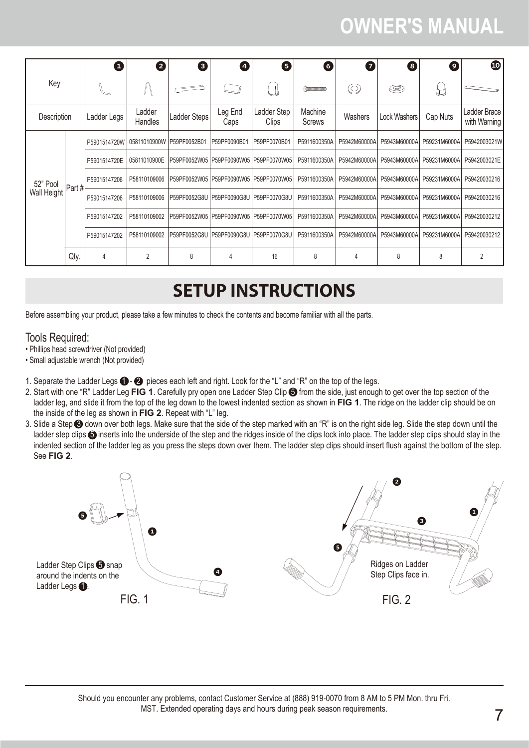# OWNER'S MANUAL

| Key | | 1 | 2 | 3 | 4 | 5 | 6 | 7 | 8 | 9 | 10 |
|---|---|---|---|---|---|---|---|---|---|---|---|
| Description | | Ladder Legs | Ladder Handles | Ladder Steps | Leg End Caps | Ladder Step Clips | Machine Screws | Washers | Lock Washers | Cap Nuts | Ladder Brace with Warning |
| 52" Pool Wall Height | Part # | P5901514720W | 05811010900W | P59PF0052B01 | P59PF0090B01 | P59PF0070B01 | P5911600350A | P5942M60000A | P5943M60000A | P59231M6000A | P5942003021W |
| | | P5901514720E | 05811010900E | P59PF0052W05 | P59PF0090W05 | P59PF0070W05 | P5911600350A | P5942M60000A | P5943M60000A | P59231M6000A | P5942003021E |
| | | P59015147206 | P58110109006 | P59PF0052W05 | P59PF0090W05 | P59PF0070W05 | P5911600350A | P5942M60000A | P5943M60000A | P59231M6000A | P59420030216 |
| | | P59015147206 | P58110109006 | P59PF0052G8U | P59PF0090G8U | P59PF0070G8U | P5911600350A | P5942M60000A | P5943M60000A | P59231M6000A | P59420030216 |
| | | P59015147202 | P58110109002 | P59PF0052W05 | P59PF0090W05 | P59PF0070W05 | P5911600350A | P5942M60000A | P5943M60000A | P59231M6000A | P59420030212 |
| | | P59015147202 | P58110109002 | P59PF0052G8U | P59PF0090G8U | P59PF0070G8U | P5911600350A | P5942M60000A | P5943M60000A | P59231M6000A | P59420030212 |
| | Qty. | 4 | 2 | 8 | 4 | 16 | 8 | 4 | 8 | 8 | 2 |

## SETUP INSTRUCTIONS

Before assembling your product, please take a few minutes to check the contents and become familiar with all the parts.

### Tools Required:

- Phillips head screwdriver (Not provided)
- Small adjustable wrench (Not provided)

1. Separate the Ladder Legs 1 - 2 pieces each left and right. Look for the "L" and "R" on the top of the legs.
2. Start with one "R" Ladder Leg **FIG 1**. Carefully pry open one Ladder Step Clip 5 from the side, just enough to get over the top section of the ladder leg, and slide it from the top of the leg down to the lowest indented section as shown in **FIG 1**. The ridge on the ladder clip should be on the inside of the leg as shown in **FIG 2**. Repeat with "L" leg.
3. Slide a Step 3 down over both legs. Make sure that the side of the step marked with an "R" is on the right side leg. Slide the step down until the ladder step clips 5 inserts into the underside of the step and the ridges inside of the clips lock into place. The ladder step clips should stay in the indented section of the ladder leg as you press the steps down over them. The ladder step clips should insert flush against the bottom of the step. See **FIG 2**.

Ladder Step Clips 5 snap around the indents on the Ladder Legs 1.

FIG. 1

Ridges on Ladder Step Clips face in.

FIG. 2

Should you encounter any problems, contact Customer Service at (888) 919-0070 from 8 AM to 5 PM Mon. thru Fri. MST. Extended operating days and hours during peak season requirements.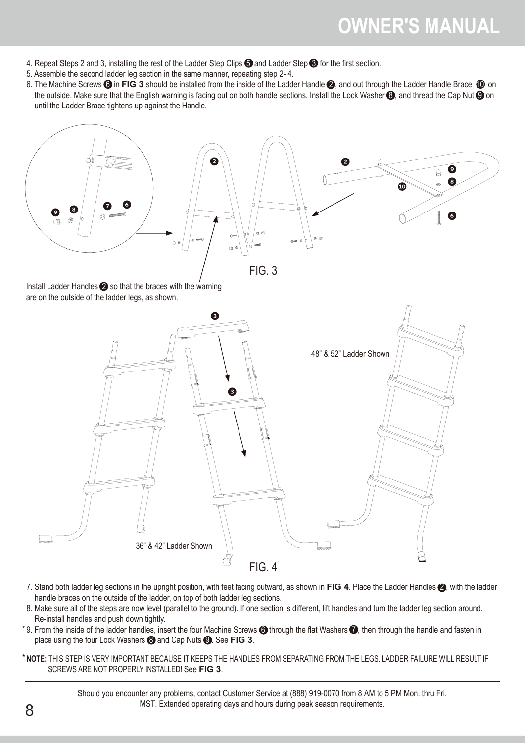4. Repeat Steps 2 and 3, installing the rest of the Ladder Step Clips ❺ and Ladder Step ❸ for the first section.
5. Assemble the second ladder leg section in the same manner, repeating step 2- 4.
6. The Machine Screws ❻ in **FIG 3** should be installed from the inside of the Ladder Handle ❷, and out through the Ladder Handle Brace ❿ on the outside. Make sure that the English warning is facing out on both handle sections. Install the Lock Washer ❽, and thread the Cap Nut ❾ on until the Ladder Brace tightens up against the Handle.

FIG. 3

Install Ladder Handles ❷ so that the braces with the warning are on the outside of the ladder legs, as shown.

48" & 52" Ladder Shown

36" & 42" Ladder Shown

FIG. 4

7. Stand both ladder leg sections in the upright position, with feet facing outward, as shown in **FIG 4**. Place the Ladder Handles ❷, with the ladder handle braces on the outside of the ladder, on top of both ladder leg sections.
8. Make sure all of the steps are now level (parallel to the ground). If one section is different, lift handles and turn the ladder leg section around. Re-install handles and push down tightly.

\* 9. From the inside of the ladder handles, insert the four Machine Screws ❻ through the flat Washers ❼, then through the handle and fasten in place using the four Lock Washers ❽ and Cap Nuts ❾. See **FIG 3**.

\* **NOTE:** THIS STEP IS VERY IMPORTANT BECAUSE IT KEEPS THE HANDLES FROM SEPARATING FROM THE LEGS. LADDER FAILURE WILL RESULT IF SCREWS ARE NOT PROPERLY INSTALLED! See **FIG 3**.

Should you encounter any problems, contact Customer Service at (888) 919-0070 from 8 AM to 5 PM Mon. thru Fri. MST. Extended operating days and hours during peak season requirements.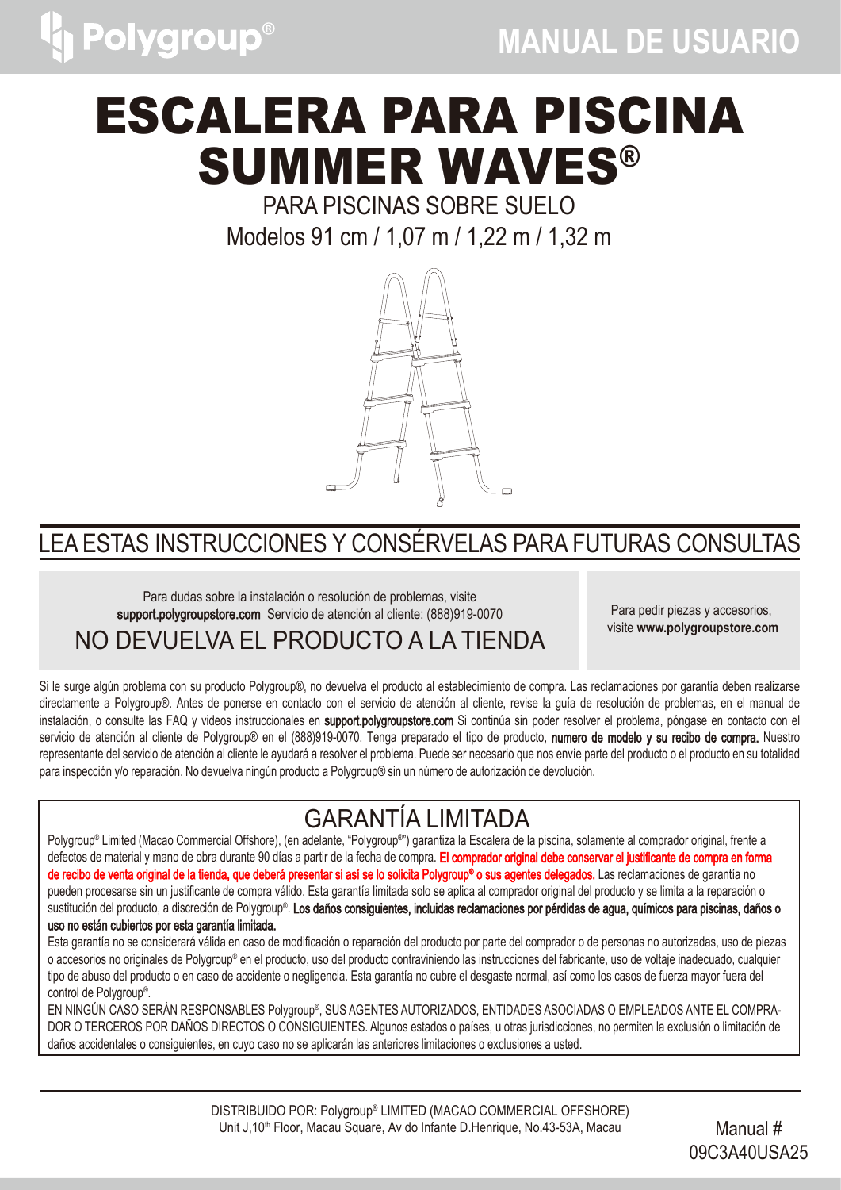Polygroup®

MANUAL DE USUARIO

# ESCALERA PARA PISCINA SUMMER WAVES®

PARA PISCINAS SOBRE SUELO

Modelos 91 cm / 1,07 m / 1,22 m / 1,32 m

## LEA ESTAS INSTRUCCIONES Y CONSÉRVELAS PARA FUTURAS CONSULTAS

Para dudas sobre la instalación o resolución de problemas, visite **support.polygroupstore.com** Servicio de atención al cliente: (888)919-0070

NO DEVUELVA EL PRODUCTO A LA TIENDA

Para pedir piezas y accesorios, visite **www.polygroupstore.com**

Si le surge algún problema con su producto Polygroup®, no devuelva el producto al establecimiento de compra. Las reclamaciones por garantía deben realizarse directamente a Polygroup®. Antes de ponerse en contacto con el servicio de atención al cliente, revise la guía de resolución de problemas, en el manual de instalación, o consulte las FAQ y videos instruccionales en **support.polygroupstore.com** Si continúa sin poder resolver el problema, póngase en contacto con el servicio de atención al cliente de Polygroup® en el (888)919-0070. Tenga preparado el tipo de producto, **numero de modelo y su recibo de compra.** Nuestro representante del servicio de atención al cliente le ayudará a resolver el problema. Puede ser necesario que nos envíe parte del producto o el producto en su totalidad para inspección y/o reparación. No devuelva ningún producto a Polygroup® sin un número de autorización de devolución.

## GARANTÍA LIMITADA

Polygroup® Limited (Macao Commercial Offshore), (en adelante, "Polygroup®") garantiza la Escalera de la piscina, solamente al comprador original, frente a defectos de material y mano de obra durante 90 días a partir de la fecha de compra. **El comprador original debe conservar el justificante de compra en forma de recibo de venta original de la tienda, que deberá presentar si así se lo solicita Polygroup® o sus agentes delegados.** Las reclamaciones de garantía no pueden procesarse sin un justificante de compra válido. Esta garantía limitada solo se aplica al comprador original del producto y se limita a la reparación o sustitución del producto, a discreción de Polygroup®. **Los daños consiguientes, incluidas reclamaciones por pérdidas de agua, químicos para piscinas, daños o uso no están cubiertos por esta garantía limitada.**

Esta garantía no se considerará válida en caso de modificación o reparación del producto por parte del comprador o de personas no autorizadas, uso de piezas o accesorios no originales de Polygroup® en el producto, uso del producto contraviniendo las instrucciones del fabricante, uso de voltaje inadecuado, cualquier tipo de abuso del producto o en caso de accidente o negligencia. Esta garantía no cubre el desgaste normal, así como los casos de fuerza mayor fuera del control de Polygroup®.

EN NINGÚN CASO SERÁN RESPONSABLES Polygroup®, SUS AGENTES AUTORIZADOS, ENTIDADES ASOCIADAS O EMPLEADOS ANTE EL COMPRADOR O TERCEROS POR DAÑOS DIRECTOS O CONSIGUIENTES. Algunos estados o países, u otras jurisdicciones, no permiten la exclusión o limitación de daños accidentales o consiguientes, en cuyo caso no se aplicarán las anteriores limitaciones o exclusiones a usted.

DISTRIBUIDO POR: Polygroup® LIMITED (MACAO COMMERCIAL OFFSHORE)
Unit J,10th Floor, Macau Square, Av do Infante D.Henrique, No.43-53A, Macau

Manual #
09C3A40USA25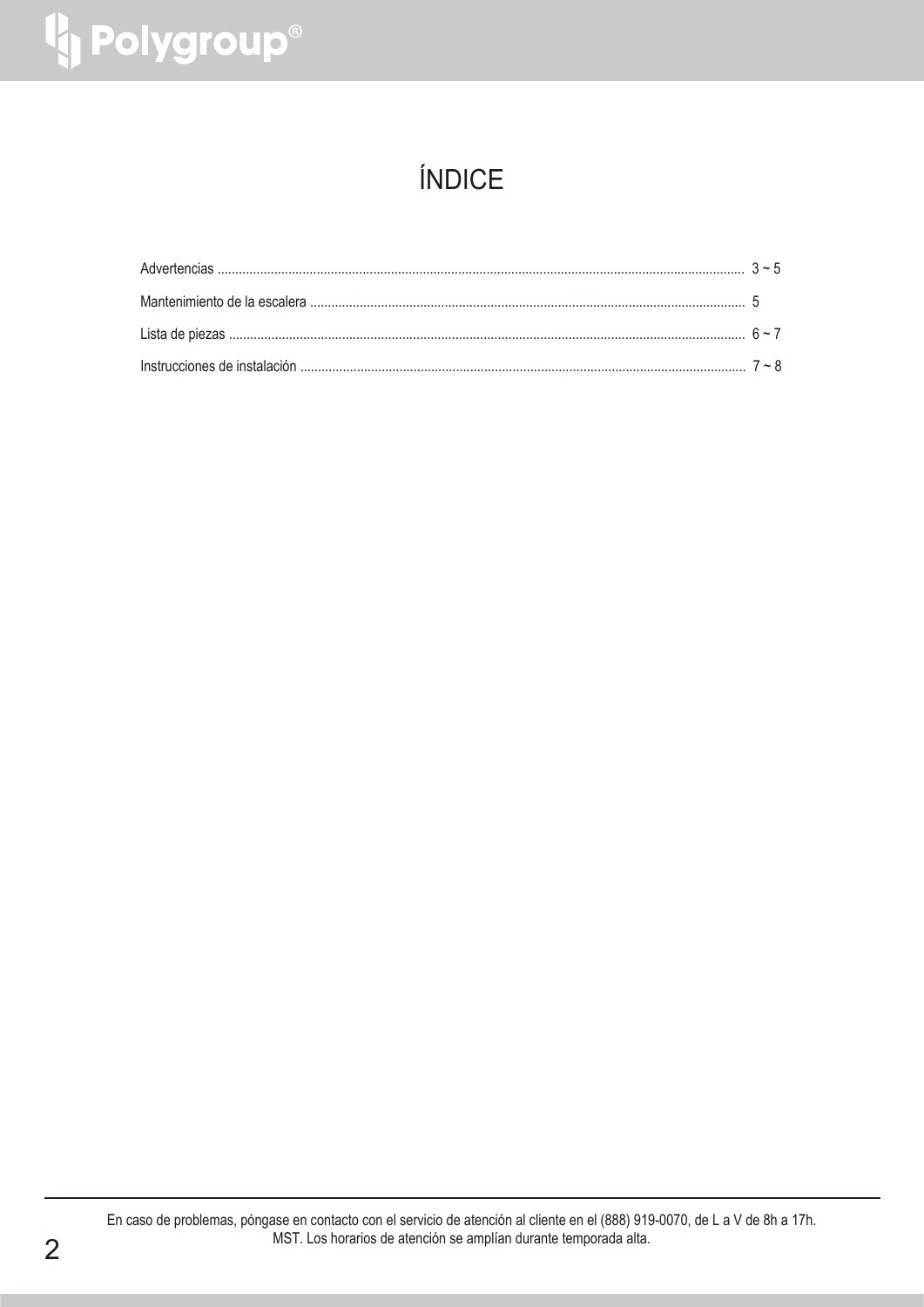# ÍNDICE

Advertencias ........................................................................................................................................ 3 ~ 5

Mantenimiento de la escalera ........................................................................................................... 5

Lista de piezas ..................................................................................................................................... 6 ~ 7

Instrucciones de instalación .............................................................................................................. 7 ~ 8

En caso de problemas, póngase en contacto con el servicio de atención al cliente en el (888) 919-0070, de L a V de 8h a 17h. MST. Los horarios de atención se amplían durante temporada alta.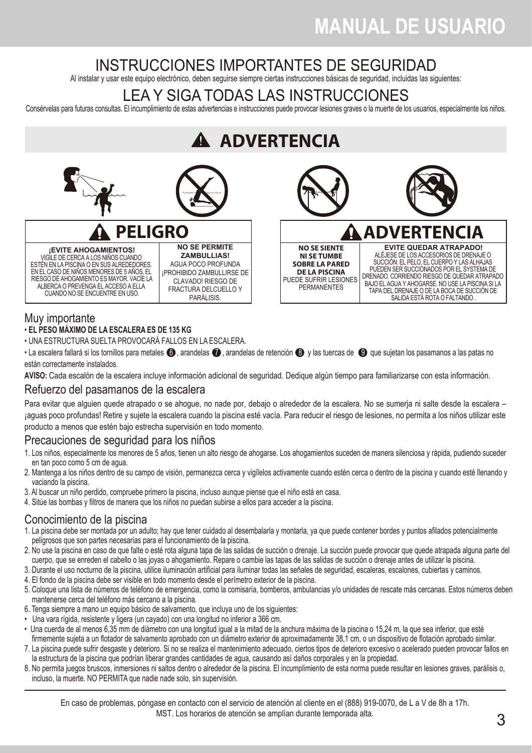# MANUAL DE USUARIO

## INSTRUCCIONES IMPORTANTES DE SEGURIDAD

Al instalar y usar este equipo electrónico, deben seguirse siempre ciertas instrucciones básicas de seguridad, incluidas las siguientes:

## LEA Y SIGA TODAS LAS INSTRUCCIONES

Consérvelas para futuras consultas. El incumplimiento de estas advertencias e instrucciones puede provocar lesiones graves o la muerte de los usuarios, especialmente los niños.

## ⚠ ADVERTENCIA

### ⚠ PELIGRO

| **¡EVITE AHOGAMIENTOS!** VIGILE DE CERCA A LOS NIÑOS CUANDO ESTÉN EN LA PISCINA O EN SUS ALREDEDORES. EN EL CASO DE NIÑOS MENORES DE 5 AÑOS, EL RIESGO DE AHOGAMIENTO ES MAYOR. VACÍE LA ALBERCA O PREVENGA EL ACCESO A ELLA CUANDO NO SE ENCUENTRE EN USO. | **NO SE PERMITE ZAMBULLIAS!** AGUA POCO PROFUNDA ¡PROHIBIDO ZAMBULLIRSE DE CLAVADO! RIESGO DE FRACTURA DELCUELLO Y PARÁLISIS. |
|---|---|

### ⚠ ADVERTENCIA

| **NO SE SIENTE NI SE TUMBE SOBRE LA PARED DE LA PISCINA** PUEDE SUFRIR LESIONES PERMANENTES | **EVITE QUEDAR ATRAPADO!** ALÉJESE DE LOS ACCESORIOS DE DRENAJE O SUCCIÓN. EL PELO, EL CUERPO Y LAS ALHAJAS PUEDEN SER SUCCIONADOS POR EL SYSTEMA DE DRENADO. CORRIENDO RIESGO DE QUEDAR ATRAPADO BAJO EL AGUA Y AHOGARSE. NO USE LA PISCINA SI LA TAPA DEL DRENAJE O DE LA BOCA DE SUCCIÓN DE SALIDA ESTÁ ROTA O FALTANDO . |
|---|---|

## Muy importante

- **EL PESO MÁXIMO DE LA ESCALERA ES DE 135 KG**
- UNA ESTRUCTURA SUELTA PROVOCARÁ FALLOS EN LA ESCALERA.
- La escalera fallará si los tornillos para metales 6, arandelas 7, arandelas de retención 8 y las tuercas de 9 que sujetan los pasamanos a las patas no están correctamente instalados.

**AVISO:** Cada escalón de la escalera incluye información adicional de seguridad. Dedique algún tiempo para familiarizarse con esta información.

## Refuerzo del pasamanos de la escalera

Para evitar que alguien quede atrapado o se ahogue, no nade por, debajo o alrededor de la escalera. No se sumerja ni salte desde la escalera – ¡aguas poco profundas! Retire y sujete la escalera cuando la piscina esté vacía. Para reducir el riesgo de lesiones, no permita a los niños utilizar este producto a menos que estén bajo estrecha supervisión en todo momento.

## Precauciones de seguridad para los niños

1. Los niños, especialmente los menores de 5 años, tienen un alto riesgo de ahogarse. Los ahogamientos suceden de manera silenciosa y rápida, pudiendo suceder en tan poco como 5 cm de agua.
2. Mantenga a los niños dentro de su campo de visión, permanezca cerca y vigílelos activamente cuando estén cerca o dentro de la piscina y cuando esté llenando y vaciando la piscina.
3. Al buscar un niño perdido, compruebe primero la piscina, incluso aunque piense que el niño está en casa.
4. Sitúe las bombas y filtros de manera que los niños no puedan subirse a ellos para acceder a la piscina.

## Conocimiento de la piscina

1. La piscina debe ser montada por un adulto; hay que tener cuidado al desembalarla y montarla, ya que puede contener bordes y puntos afilados potencialmente peligrosos que son partes necesarias para el funcionamiento de la piscina.
2. No use la piscina en caso de que falte o esté rota alguna tapa de las salidas de succión o drenaje. La succión puede provocar que quede atrapada alguna parte del cuerpo, que se enreden el cabello o las joyas o ahogamiento. Repare o cambie las tapas de las salidas de succión o drenaje antes de utilizar la piscina.
3. Durante el uso nocturno de la piscina, utilice iluminación artificial para iluminar todas las señales de seguridad, escaleras, escalones, cubiertas y caminos.
4. El fondo de la piscina debe ser visible en todo momento desde el perímetro exterior de la piscina.
5. Coloque una lista de números de teléfono de emergencia, como la comisaría, bomberos, ambulancias y/o unidades de rescate más cercanas. Estos números deben mantenerse cerca del teléfono más cercano a la piscina.
6. Tenga siempre a mano un equipo básico de salvamento, que incluya uno de los siguientes:
   - Una vara rígida, resistente y ligera (un cayado) con una longitud no inferior a 366 cm.
   - Una cuerda de al menos 6,35 mm de diámetro con una longitud igual a la mitad de la anchura máxima de la piscina o 15,24 m, la que sea inferior, que esté firmemente sujeta a un flotador de salvamento aprobado con un diámetro exterior de aproximadamente 38,1 cm, o un dispositivo de flotación aprobado similar.
7. La piscina puede sufrir desgaste y deterioro. Si no se realiza el mantenimiento adecuado, ciertos tipos de deterioro excesivo o acelerado pueden provocar fallos en la estructura de la piscina que podrían liberar grandes cantidades de agua, causando así daños corporales y en la propiedad.
8. No permita juegos bruscos, inmersiones ni saltos dentro o alrededor de la piscina. El incumplimiento de esta norma puede resultar en lesiones graves, parálisis o, incluso, la muerte. NO PERMITA que nadie nade solo, sin supervisión.

En caso de problemas, póngase en contacto con el servicio de atención al cliente en el (888) 919-0070, de L a V de 8h a 17h. MST. Los horarios de atención se amplían durante temporada alta.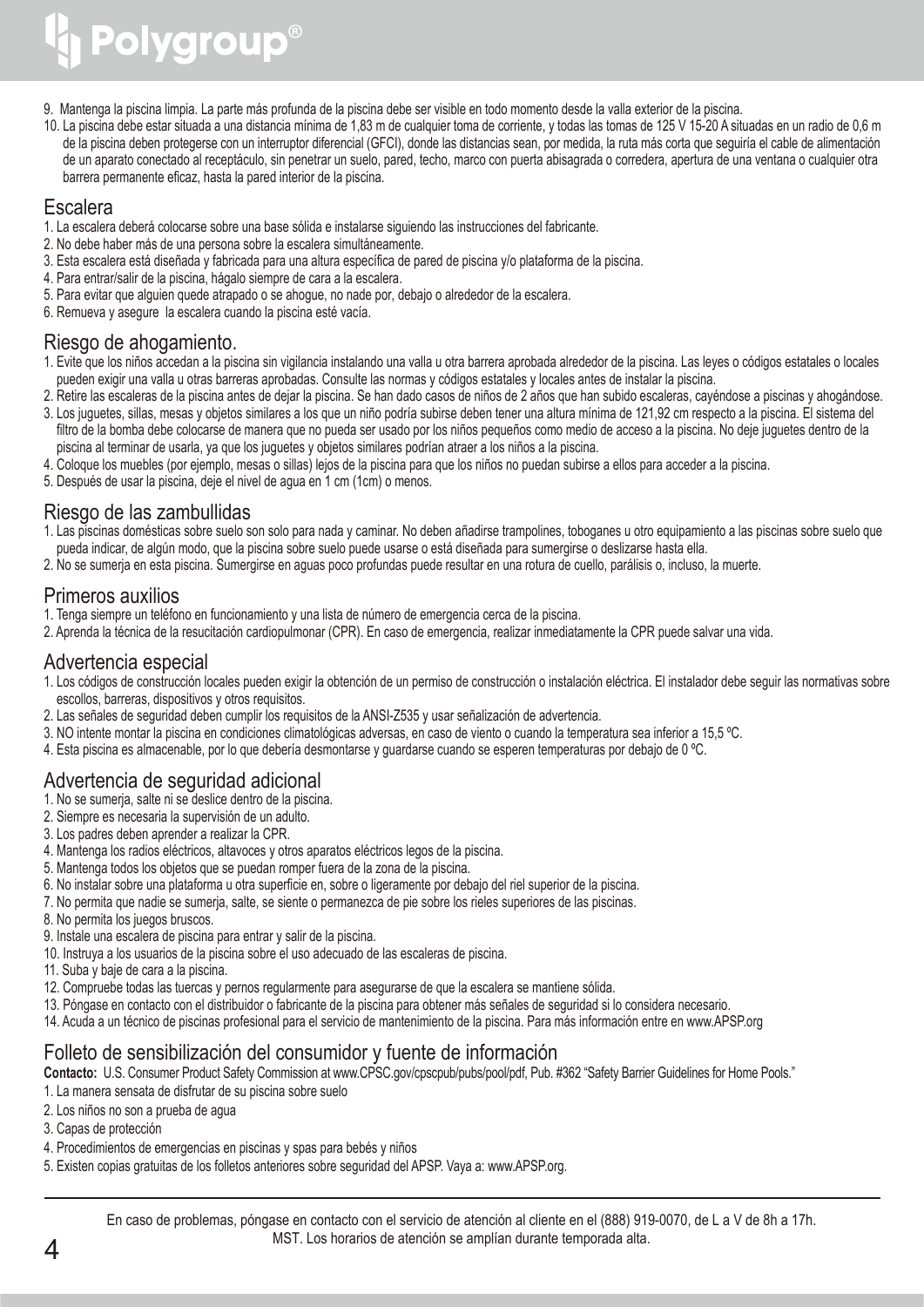9. Mantenga la piscina limpia. La parte más profunda de la piscina debe ser visible en todo momento desde la valla exterior de la piscina.
10. La piscina debe estar situada a una distancia mínima de 1,83 m de cualquier toma de corriente, y todas las tomas de 125 V 15-20 A situadas en un radio de 0,6 m de la piscina deben protegerse con un interruptor diferencial (GFCI), donde las distancias sean, por medida, la ruta más corta que seguiría el cable de alimentación de un aparato conectado al receptáculo, sin penetrar un suelo, pared, techo, marco con puerta abisagrada o corredera, apertura de una ventana o cualquier otra barrera permanente eficaz, hasta la pared interior de la piscina.

## Escalera

1. La escalera deberá colocarse sobre una base sólida e instalarse siguiendo las instrucciones del fabricante.
2. No debe haber más de una persona sobre la escalera simultáneamente.
3. Esta escalera está diseñada y fabricada para una altura específica de pared de piscina y/o plataforma de la piscina.
4. Para entrar/salir de la piscina, hágalo siempre de cara a la escalera.
5. Para evitar que alguien quede atrapado o se ahogue, no nade por, debajo o alrededor de la escalera.
6. Remueva y asegure la escalera cuando la piscina esté vacía.

## Riesgo de ahogamiento.

1. Evite que los niños accedan a la piscina sin vigilancia instalando una valla u otra barrera aprobada alrededor de la piscina. Las leyes o códigos estatales o locales pueden exigir una valla u otras barreras aprobadas. Consulte las normas y códigos estatales y locales antes de instalar la piscina.
2. Retire las escaleras de la piscina antes de dejar la piscina. Se han dado casos de niños de 2 años que han subido escaleras, cayéndose a piscinas y ahogándose.
3. Los juguetes, sillas, mesas y objetos similares a los que un niño podría subirse deben tener una altura mínima de 121,92 cm respecto a la piscina. El sistema del filtro de la bomba debe colocarse de manera que no pueda ser usado por los niños pequeños como medio de acceso a la piscina. No deje juguetes dentro de la piscina al terminar de usarla, ya que los juguetes y objetos similares podrían atraer a los niños a la piscina.
4. Coloque los muebles (por ejemplo, mesas o sillas) lejos de la piscina para que los niños no puedan subirse a ellos para acceder a la piscina.
5. Después de usar la piscina, deje el nivel de agua en 1 cm (1cm) o menos.

## Riesgo de las zambullidas

1. Las piscinas domésticas sobre suelo son solo para nada y caminar. No deben añadirse trampolines, toboganes u otro equipamiento a las piscinas sobre suelo que pueda indicar, de algún modo, que la piscina sobre suelo puede usarse o está diseñada para sumergirse o deslizarse hasta ella.
2. No se sumerja en esta piscina. Sumergirse en aguas poco profundas puede resultar en una rotura de cuello, parálisis o, incluso, la muerte.

## Primeros auxilios

1. Tenga siempre un teléfono en funcionamiento y una lista de número de emergencia cerca de la piscina.
2. Aprenda la técnica de la resucitación cardiopulmonar (CPR). En caso de emergencia, realizar inmediatamente la CPR puede salvar una vida.

## Advertencia especial

1. Los códigos de construcción locales pueden exigir la obtención de un permiso de construcción o instalación eléctrica. El instalador debe seguir las normativas sobre escollos, barreras, dispositivos y otros requisitos.
2. Las señales de seguridad deben cumplir los requisitos de la ANSI-Z535 y usar señalización de advertencia.
3. NO intente montar la piscina en condiciones climatológicas adversas, en caso de viento o cuando la temperatura sea inferior a 15,5 ºC.
4. Esta piscina es almacenable, por lo que debería desmontarse y guardarse cuando se esperen temperaturas por debajo de 0 ºC.

## Advertencia de seguridad adicional

1. No se sumerja, salte ni se deslice dentro de la piscina.
2. Siempre es necesaria la supervisión de un adulto.
3. Los padres deben aprender a realizar la CPR.
4. Mantenga los radios eléctricos, altavoces y otros aparatos eléctricos legos de la piscina.
5. Mantenga todos los objetos que se puedan romper fuera de la zona de la piscina.
6. No instalar sobre una plataforma u otra superficie en, sobre o ligeramente por debajo del riel superior de la piscina.
7. No permita que nadie se sumerja, salte, se siente o permanezca de pie sobre los rieles superiores de las piscinas.
8. No permita los juegos bruscos.
9. Instale una escalera de piscina para entrar y salir de la piscina.
10. Instruya a los usuarios de la piscina sobre el uso adecuado de las escaleras de piscina.
11. Suba y baje de cara a la piscina.
12. Compruebe todas las tuercas y pernos regularmente para asegurarse de que la escalera se mantiene sólida.
13. Póngase en contacto con el distribuidor o fabricante de la piscina para obtener más señales de seguridad si lo considera necesario.
14. Acuda a un técnico de piscinas profesional para el servicio de mantenimiento de la piscina. Para más información entre en www.APSP.org

## Folleto de sensibilización del consumidor y fuente de información

**Contacto:** U.S. Consumer Product Safety Commission at www.CPSC.gov/cpscpub/pubs/pool/pdf, Pub. #362 "Safety Barrier Guidelines for Home Pools."

1. La manera sensata de disfrutar de su piscina sobre suelo
2. Los niños no son a prueba de agua
3. Capas de protección
4. Procedimientos de emergencias en piscinas y spas para bebés y niños
5. Existen copias gratuitas de los folletos anteriores sobre seguridad del APSP. Vaya a: www.APSP.org.

En caso de problemas, póngase en contacto con el servicio de atención al cliente en el (888) 919-0070, de L a V de 8h a 17h. MST. Los horarios de atención se amplían durante temporada alta.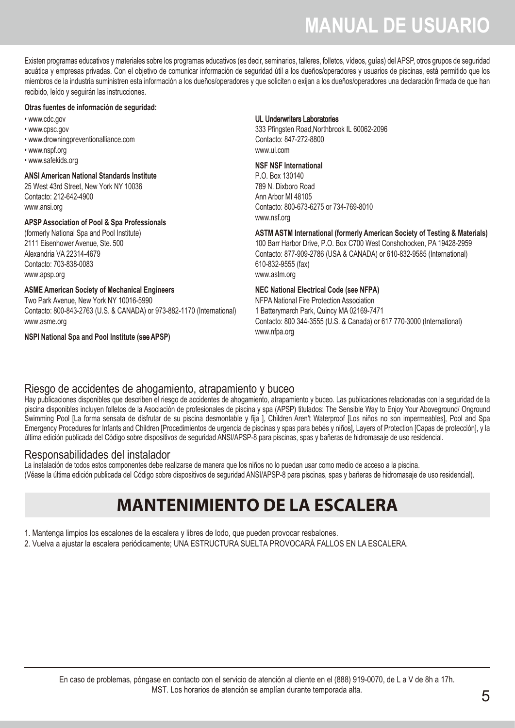# MANUAL DE USUARIO

Existen programas educativos y materiales sobre los programas educativos (es decir, seminarios, talleres, folletos, vídeos, guías) del APSP, otros grupos de seguridad acuática y empresas privadas. Con el objetivo de comunicar información de seguridad útil a los dueños/operadores y usuarios de piscinas, está permitido que los miembros de la industria suministren esta información a los dueños/operadores y que soliciten o exijan a los dueños/operadores una declaración firmada de que han recibido, leído y seguirán las instrucciones.

**Otras fuentes de información de seguridad:**

- www.cdc.gov
- www.cpsc.gov
- www.drowningpreventionalliance.com
- www.nspf.org
- www.safekids.org

**ANSI American National Standards Institute**
25 West 43rd Street, New York NY 10036
Contacto: 212-642-4900
www.ansi.org

**APSP Association of Pool & Spa Professionals**
(formerly National Spa and Pool Institute)
2111 Eisenhower Avenue, Ste. 500
Alexandria VA 22314-4679
Contacto: 703-838-0083
www.apsp.org

**ASME American Society of Mechanical Engineers**
Two Park Avenue, New York NY 10016-5990
Contacto: 800-843-2763 (U.S. & CANADA) or 973-882-1170 (International)
www.asme.org

**NSPI National Spa and Pool Institute (see APSP)**

**UL Underwriters Laboratories**
333 Pfingsten Road,Northbrook IL 60062-2096
Contacto: 847-272-8800
www.ul.com

**NSF NSF International**
P.O. Box 130140
789 N. Dixboro Road
Ann Arbor MI 48105
Contacto: 800-673-6275 or 734-769-8010
www.nsf.org

**ASTM ASTM International (formerly American Society of Testing & Materials)**
100 Barr Harbor Drive, P.O. Box C700 West Conshohocken, PA 19428-2959
Contacto: 877-909-2786 (USA & CANADA) or 610-832-9585 (International)
610-832-9555 (fax)
www.astm.org

**NEC National Electrical Code (see NFPA)**
NFPA National Fire Protection Association
1 Batterymarch Park, Quincy MA 02169-7471
Contacto: 800 344-3555 (U.S. & Canada) or 617 770-3000 (International)
www.nfpa.org

## Riesgo de accidentes de ahogamiento, atrapamiento y buceo

Hay publicaciones disponibles que describen el riesgo de accidentes de ahogamiento, atrapamiento y buceo. Las publicaciones relacionadas con la seguridad de la piscina disponibles incluyen folletos de la Asociación de profesionales de piscina y spa (APSP) titulados: The Sensible Way to Enjoy Your Aboveground/ Onground Swimming Pool [La forma sensata de disfrutar de su piscina desmontable y fija ], Children Aren't Waterproof [Los niños no son impermeables], Pool and Spa Emergency Procedures for Infants and Children [Procedimientos de urgencia de piscinas y spas para bebés y niños], Layers of Protection [Capas de protección], y la última edición publicada del Código sobre dispositivos de seguridad ANSI/APSP-8 para piscinas, spas y bañeras de hidromasaje de uso residencial.

## Responsabilidades del instalador

La instalación de todos estos componentes debe realizarse de manera que los niños no lo puedan usar como medio de acceso a la piscina.
(Véase la última edición publicada del Código sobre dispositivos de seguridad ANSI/APSP-8 para piscinas, spas y bañeras de hidromasaje de uso residencial).

# MANTENIMIENTO DE LA ESCALERA

1. Mantenga limpios los escalones de la escalera y libres de lodo, que pueden provocar resbalones.
2. Vuelva a ajustar la escalera periódicamente; UNA ESTRUCTURA SUELTA PROVOCARÁ FALLOS EN LA ESCALERA.

En caso de problemas, póngase en contacto con el servicio de atención al cliente en el (888) 919-0070, de L a V de 8h a 17h. MST. Los horarios de atención se amplían durante temporada alta.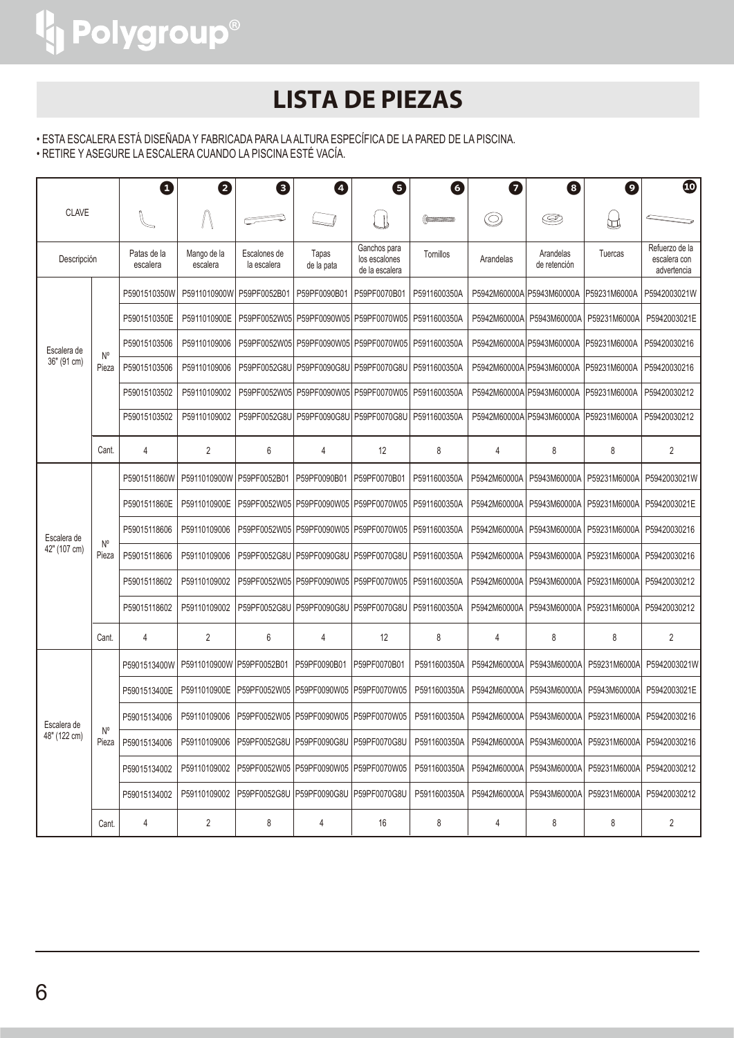# LISTA DE PIEZAS

- ESTA ESCALERA ESTÁ DISEÑADA Y FABRICADA PARA LA ALTURA ESPECÍFICA DE LA PARED DE LA PISCINA.
- RETIRE Y ASEGURE LA ESCALERA CUANDO LA PISCINA ESTÉ VACÍA.

| CLAVE | | 1 | 2 | 3 | 4 | 5 | 6 | 7 | 8 | 9 | 10 |
|---|---|---|---|---|---|---|---|---|---|---|---|
| Descripción | | Patas de la escalera | Mango de la escalera | Escalones de la escalera | Tapas de la pata | Ganchos para los escalones de la escalera | Tornillos | Arandelas | Arandelas de retención | Tuercas | Refuerzo de la escalera con advertencia |
| Escalera de 36" (91 cm) | Nº Pieza | P5901510350W | P5911010900W | P59PF0052B01 | P59PF0090B01 | P59PF0070B01 | P5911600350A | P5942M60000A | P5943M60000A | P59231M6000A | P5942003021W |
| | | P5901510350E | P5911010900E | P59PF0052W05 | P59PF0090W05 | P59PF0070W05 | P5911600350A | P5942M60000A | P5943M60000A | P59231M6000A | P5942003021E |
| | | P59015103506 | P59110109006 | P59PF0052W05 | P59PF0090W05 | P59PF0070W05 | P5911600350A | P5942M60000A | P5943M60000A | P59231M6000A | P59420030216 |
| | | P59015103506 | P59110109006 | P59PF0052G8U | P59PF0090G8U | P59PF0070G8U | P5911600350A | P5942M60000A | P5943M60000A | P59231M6000A | P59420030216 |
| | | P59015103502 | P59110109002 | P59PF0052W05 | P59PF0090W05 | P59PF0070W05 | P5911600350A | P5942M60000A | P5943M60000A | P59231M6000A | P59420030212 |
| | | P59015103502 | P59110109002 | P59PF0052G8U | P59PF0090G8U | P59PF0070G8U | P5911600350A | P5942M60000A | P5943M60000A | P59231M6000A | P59420030212 |
| | Cant. | 4 | 2 | 6 | 4 | 12 | 8 | 4 | 8 | 8 | 2 |
| Escalera de 42" (107 cm) | Nº Pieza | P5901511860W | P5911010900W | P59PF0052B01 | P59PF0090B01 | P59PF0070B01 | P5911600350A | P5942M60000A | P5943M60000A | P59231M6000A | P5942003021W |
| | | P5901511860E | P5911010900E | P59PF0052W05 | P59PF0090W05 | P59PF0070W05 | P5911600350A | P5942M60000A | P5943M60000A | P59231M6000A | P5942003021E |
| | | P59015118606 | P59110109006 | P59PF0052W05 | P59PF0090W05 | P59PF0070W05 | P5911600350A | P5942M60000A | P5943M60000A | P59231M6000A | P59420030216 |
| | | P59015118606 | P59110109006 | P59PF0052G8U | P59PF0090G8U | P59PF0070G8U | P5911600350A | P5942M60000A | P5943M60000A | P59231M6000A | P59420030216 |
| | | P59015118602 | P59110109002 | P59PF0052W05 | P59PF0090W05 | P59PF0070W05 | P5911600350A | P5942M60000A | P5943M60000A | P59231M6000A | P59420030212 |
| | | P59015118602 | P59110109002 | P59PF0052G8U | P59PF0090G8U | P59PF0070G8U | P5911600350A | P5942M60000A | P5943M60000A | P59231M6000A | P59420030212 |
| | Cant. | 4 | 2 | 6 | 4 | 12 | 8 | 4 | 8 | 8 | 2 |
| Escalera de 48" (122 cm) | Nº Pieza | P5901513400W | P5911010900W | P59PF0052B01 | P59PF0090B01 | P59PF0070B01 | P5911600350A | P5942M60000A | P5943M60000A | P59231M6000A | P5942003021W |
| | | P5901513400E | P5911010900E | P59PF0052W05 | P59PF0090W05 | P59PF0070W05 | P5911600350A | P5942M60000A | P5943M60000A | P5943M60000A | P5942003021E |
| | | P59015134006 | P59110109006 | P59PF0052W05 | P59PF0090W05 | P59PF0070W05 | P5911600350A | P5942M60000A | P5943M60000A | P59231M6000A | P59420030216 |
| | | P59015134006 | P59110109006 | P59PF0052G8U | P59PF0090G8U | P59PF0070G8U | P5911600350A | P5942M60000A | P5943M60000A | P59231M6000A | P59420030216 |
| | | P59015134002 | P59110109002 | P59PF0052W05 | P59PF0090W05 | P59PF0070W05 | P5911600350A | P5942M60000A | P5943M60000A | P59231M6000A | P59420030212 |
| | | P59015134002 | P59110109002 | P59PF0052G8U | P59PF0090G8U | P59PF0070G8U | P5911600350A | P5942M60000A | P5943M60000A | P59231M6000A | P59420030212 |
| | Cant. | 4 | 2 | 8 | 4 | 16 | 8 | 4 | 8 | 8 | 2 |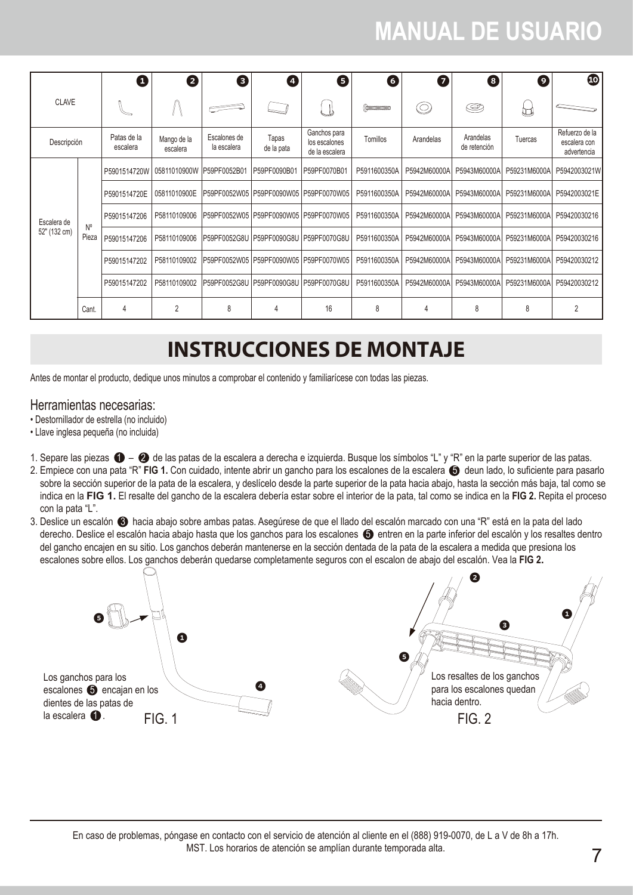# MANUAL DE USUARIO

| CLAVE | | 1 | 2 | 3 | 4 | 5 | 6 | 7 | 8 | 9 | 10 |
|---|---|---|---|---|---|---|---|---|---|---|---|
| Descripción | | Patas de la escalera | Mango de la escalera | Escalones de la escalera | Tapas de la pata | Ganchos para los escalones de la escalera | Tornillos | Arandelas | Arandelas de retención | Tuercas | Refuerzo de la escalera con advertencia |
| Escalera de 52" (132 cm) | Nº Pieza | P5901514720W | 05811010900W | P59PF0052B01 | P59PF0090B01 | P59PF0070B01 | P5911600350A | P5942M60000A | P5943M60000A | P59231M6000A | P5942003021W |
| | | P5901514720E | 05811010900E | P59PF0052W05 | P59PF0090W05 | P59PF0070W05 | P5911600350A | P5942M60000A | P5943M60000A | P59231M6000A | P5942003021E |
| | | P59015147206 | P58110109006 | P59PF0052W05 | P59PF0090W05 | P59PF0070W05 | P5911600350A | P5942M60000A | P5943M60000A | P59231M6000A | P59420030216 |
| | | P59015147206 | P58110109006 | P59PF0052G8U | P59PF0090G8U | P59PF0070G8U | P5911600350A | P5942M60000A | P5943M60000A | P59231M6000A | P59420030216 |
| | | P59015147202 | P58110109002 | P59PF0052W05 | P59PF0090W05 | P59PF0070W05 | P5911600350A | P5942M60000A | P5943M60000A | P59231M6000A | P59420030212 |
| | | P59015147202 | P58110109002 | P59PF0052G8U | P59PF0090G8U | P59PF0070G8U | P5911600350A | P5942M60000A | P5943M60000A | P59231M6000A | P59420030212 |
| | Cant. | 4 | 2 | 8 | 4 | 16 | 8 | 4 | 8 | 8 | 2 |

## INSTRUCCIONES DE MONTAJE

Antes de montar el producto, dedique unos minutos a comprobar el contenido y familiarícese con todas las piezas.

### Herramientas necesarias:

- Destornillador de estrella (no incluido)
- Llave inglesa pequeña (no incluida)

1. Separe las piezas 1 – 2 de las patas de la escalera a derecha e izquierda. Busque los símbolos "L" y "R" en la parte superior de las patas.
2. Empiece con una pata "R" **FIG 1.** Con cuidado, intente abrir un gancho para los escalones de la escalera 5 deun lado, lo suficiente para pasarlo sobre la sección superior de la pata de la escalera, y deslícelo desde la parte superior de la pata hacia abajo, hasta la sección más baja, tal como se indica en la **FIG 1.** El resalte del gancho de la escalera debería estar sobre el interior de la pata, tal como se indica en la **FIG 2.** Repita el proceso con la pata "L".
3. Deslice un escalón 3 hacia abajo sobre ambas patas. Asegúrese de que el llado del escalón marcado con una "R" está en la pata del lado derecho. Deslice el escalón hacia abajo hasta que los ganchos para los escalones 5 entren en la parte inferior del escalón y los resaltes dentro del gancho encajen en su sitio. Los ganchos deberán mantenerse en la sección dentada de la pata de la escalera a medida que presiona los escalones sobre ellos. Los ganchos deberán quedarse completamente seguros con el escalon de abajo del escalón. Vea la **FIG 2.**

Los ganchos para los escalones 5 encajan en los dientes de las patas de la escalera 1.

FIG. 1

Los resaltes de los ganchos para los escalones quedan hacia dentro.

FIG. 2

En caso de problemas, póngase en contacto con el servicio de atención al cliente en el (888) 919-0070, de L a V de 8h a 17h. MST. Los horarios de atención se amplían durante temporada alta.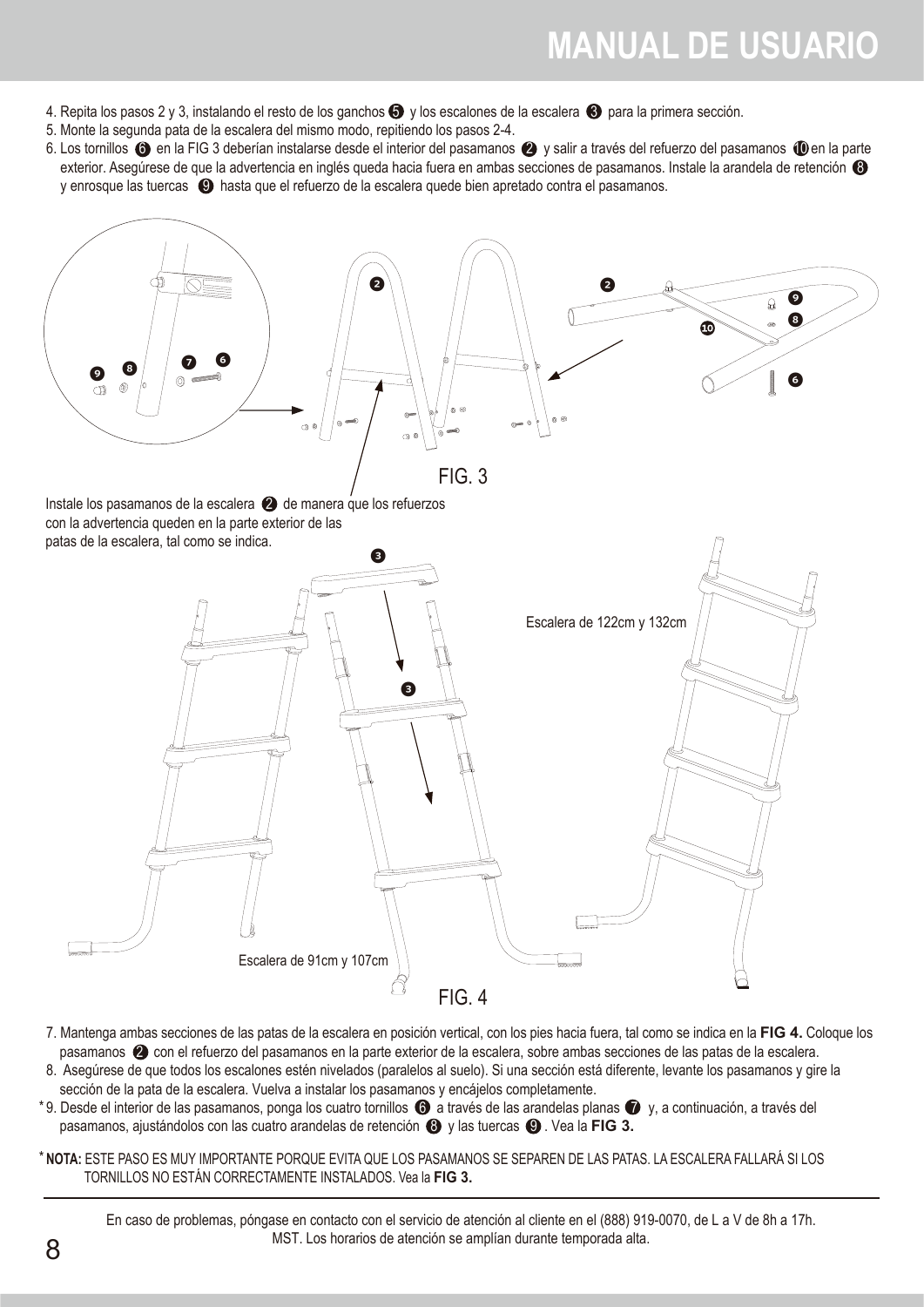4. Repita los pasos 2 y 3, instalando el resto de los ganchos ❺ y los escalones de la escalera ❸ para la primera sección.
5. Monte la segunda pata de la escalera del mismo modo, repitiendo los pasos 2-4.
6. Los tornillos ❻ en la FIG 3 deberían instalarse desde el interior del pasamanos ❷ y salir a través del refuerzo del pasamanos ❿ en la parte exterior. Asegúrese de que la advertencia en inglés queda hacia fuera en ambas secciones de pasamanos. Instale la arandela de retención ❽ y enrosque las tuercas ❾ hasta que el refuerzo de la escalera quede bien apretado contra el pasamanos.

FIG. 3

Instale los pasamanos de la escalera ❷ de manera que los refuerzos con la advertencia queden en la parte exterior de las patas de la escalera, tal como se indica.

Escalera de 122cm y 132cm

Escalera de 91cm y 107cm

FIG. 4

7. Mantenga ambas secciones de las patas de la escalera en posición vertical, con los pies hacia fuera, tal como se indica en la **FIG 4.** Coloque los pasamanos ❷ con el refuerzo del pasamanos en la parte exterior de la escalera, sobre ambas secciones de las patas de la escalera.
8. Asegúrese de que todos los escalones estén nivelados (paralelos al suelo). Si una sección está diferente, levante los pasamanos y gire la sección de la pata de la escalera. Vuelva a instalar los pasamanos y encájelos completamente.
9. * Desde el interior de las pasamanos, ponga los cuatro tornillos ❻ a través de las arandelas planas ❼ y, a continuación, a través del pasamanos, ajustándolos con las cuatro arandelas de retención ❽ y las tuercas ❾. Vea la **FIG 3.**

\* **NOTA:** ESTE PASO ES MUY IMPORTANTE PORQUE EVITA QUE LOS PASAMANOS SE SEPAREN DE LAS PATAS. LA ESCALERA FALLARÁ SI LOS TORNILLOS NO ESTÁN CORRECTAMENTE INSTALADOS. Vea la **FIG 3.**

En caso de problemas, póngase en contacto con el servicio de atención al cliente en el (888) 919-0070, de L a V de 8h a 17h. MST. Los horarios de atención se amplían durante temporada alta.